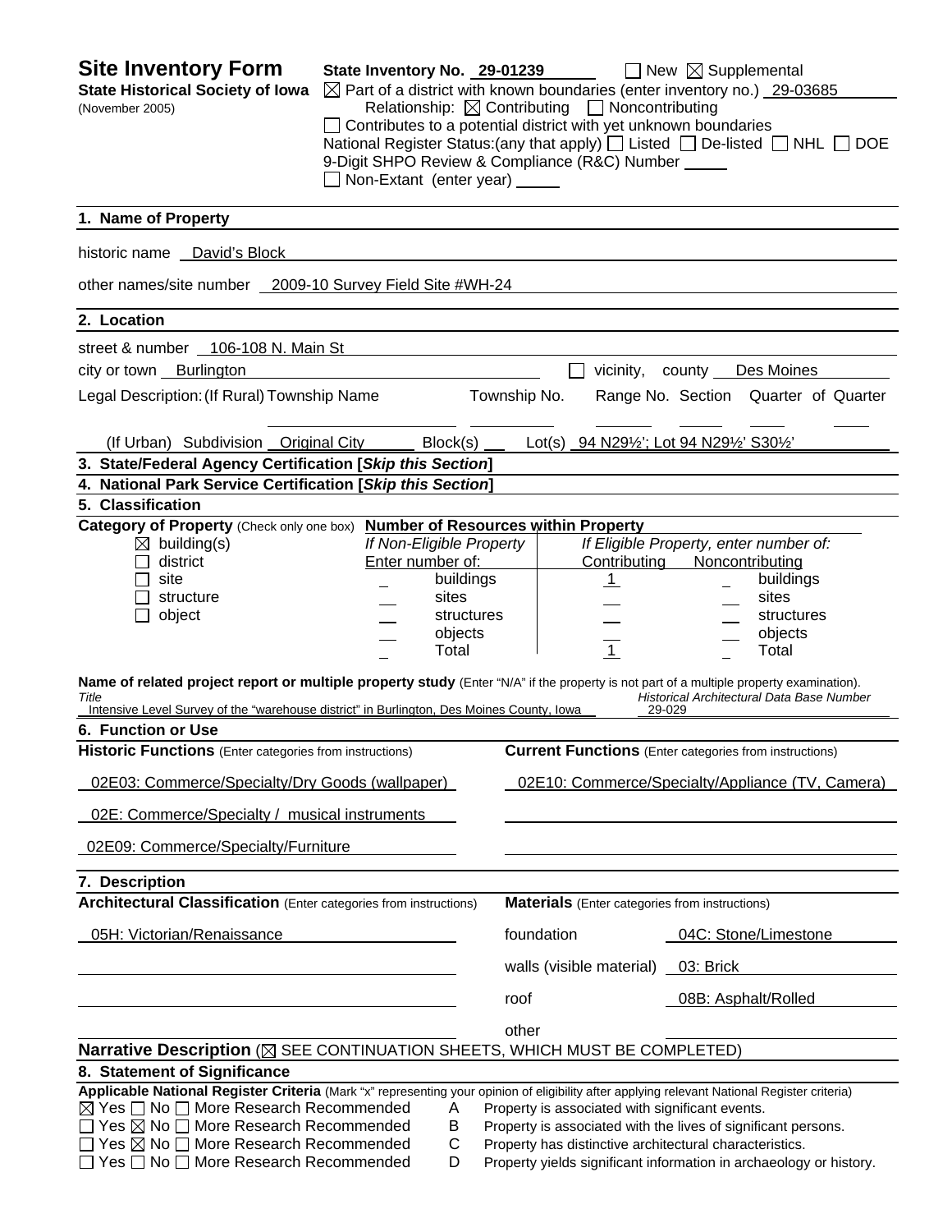# Site Inventory Form

**State Historical Society of Iowa**
(November 2005)

**State Inventory No.** 29-01239 ☐ New ☒ Supplemental

☒ Part of a district with known boundaries (enter inventory no.) 29-03685

Relationship: ☒ Contributing ☐ Noncontributing

☐ Contributes to a potential district with yet unknown boundaries

National Register Status:(any that apply) ☐ Listed ☐ De-listed ☐ NHL ☐ DOE

9-Digit SHPO Review & Compliance (R&C) Number

☐ Non-Extant (enter year)

## 1. Name of Property

historic name David's Block

other names/site number 2009-10 Survey Field Site #WH-24

## 2. Location

street & number 106-108 N. Main St

city or town Burlington ☐ vicinity, county Des Moines

Legal Description: (If Rural) Township Name Township No. Range No. Section Quarter of Quarter

(If Urban) Subdivision Original City Block(s) Lot(s) 94 N29½'; Lot 94 N29½' S30½'

## 3. State/Federal Agency Certification [*Skip this Section*]

## 4. National Park Service Certification [*Skip this Section*]

## 5. Classification

**Category of Property** (Check only one box)

☒ building(s)
☐ district
☐ site
☐ structure
☐ object

**Number of Resources within Property**

| If Non-Eligible Property Enter number of: | | If Eligible Property, enter number of: Contributing | Noncontributing | |
|---|---|---|---|---|
| | buildings | 1 | | buildings |
| | sites | | | sites |
| | structures | | | structures |
| | objects | | | objects |
| | Total | 1 | | Total |

**Name of related project report or multiple property study** (Enter "N/A" if the property is not part of a multiple property examination).

| *Title* | *Historical Architectural Data Base Number* |
|---|---|
| Intensive Level Survey of the "warehouse district" in Burlington, Des Moines County, Iowa | 29-029 |

## 6. Function or Use

| **Historic Functions** (Enter categories from instructions) | **Current Functions** (Enter categories from instructions) |
|---|---|
| 02E03: Commerce/Specialty/Dry Goods (wallpaper) | 02E10: Commerce/Specialty/Appliance (TV, Camera) |
| 02E: Commerce/Specialty / musical instruments | |
| 02E09: Commerce/Specialty/Furniture | |

## 7. Description

**Architectural Classification** (Enter categories from instructions)

05H: Victorian/Renaissance

**Materials** (Enter categories from instructions)

| | |
|---|---|
| foundation | 04C: Stone/Limestone |
| walls (visible material) | 03: Brick |
| roof | 08B: Asphalt/Rolled |
| other | |

**Narrative Description** (☒ SEE CONTINUATION SHEETS, WHICH MUST BE COMPLETED)

## 8. Statement of Significance

**Applicable National Register Criteria** (Mark "x" representing your opinion of eligibility after applying relevant National Register criteria)

☒ Yes ☐ No ☐ More Research Recommended — A Property is associated with significant events.
☐ Yes ☒ No ☐ More Research Recommended — B Property is associated with the lives of significant persons.
☐ Yes ☒ No ☐ More Research Recommended — C Property has distinctive architectural characteristics.
☐ Yes ☐ No ☐ More Research Recommended — D Property yields significant information in archaeology or history.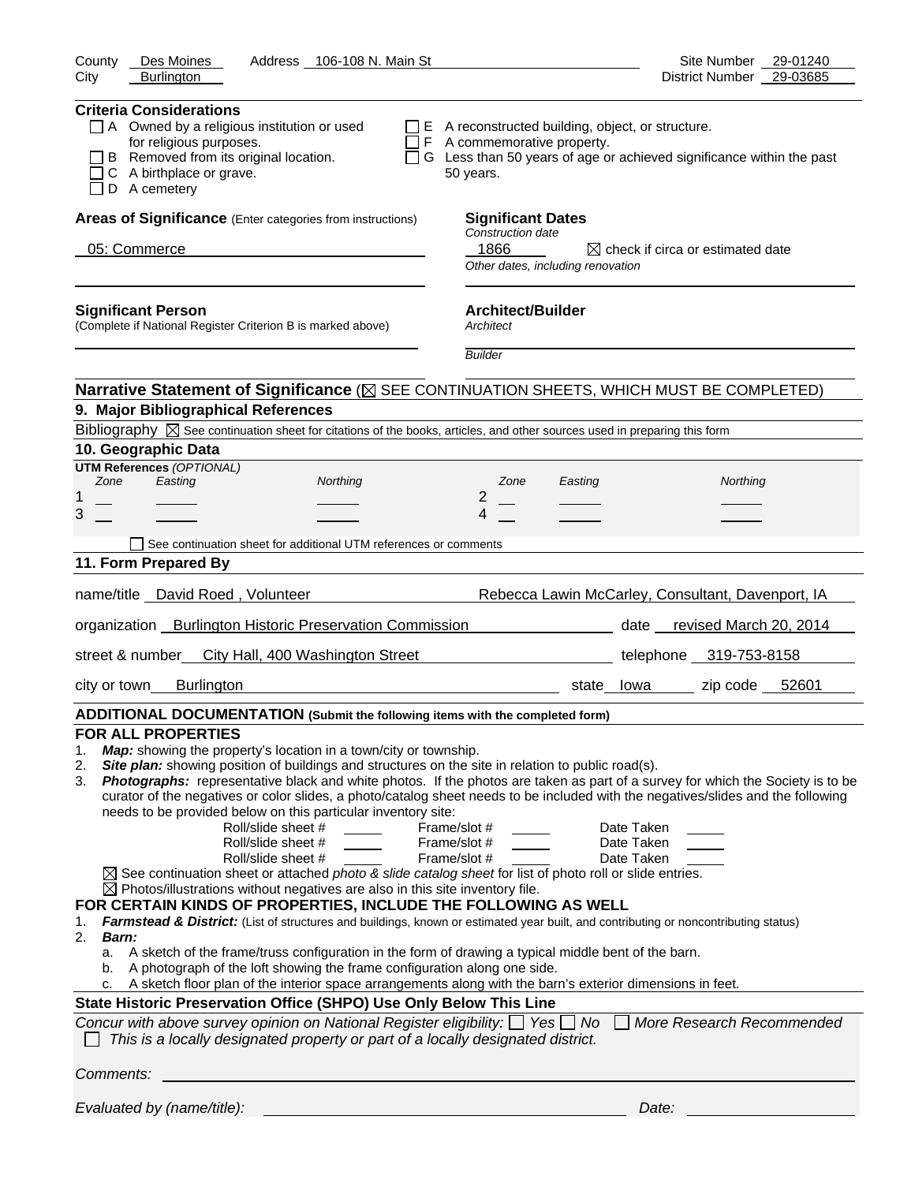County Des Moines Address 106-108 N. Main St Site Number 29-01240
City Burlington District Number 29-03685

**Criteria Considerations**

- ☐ A Owned by a religious institution or used for religious purposes.
- ☐ B Removed from its original location.
- ☐ C A birthplace or grave.
- ☐ D A cemetery
- ☐ E A reconstructed building, object, or structure.
- ☐ F A commemorative property.
- ☐ G Less than 50 years of age or achieved significance within the past 50 years.

**Areas of Significance** (Enter categories from instructions)

05: Commerce

**Significant Dates**

*Construction date*

1866 ☒ check if circa or estimated date

*Other dates, including renovation*

**Significant Person**

(Complete if National Register Criterion B is marked above)

**Architect/Builder**

*Architect*

*Builder*

**Narrative Statement of Significance** (☒ SEE CONTINUATION SHEETS, WHICH MUST BE COMPLETED)

## 9. Major Bibliographical References

Bibliography ☒ See continuation sheet for citations of the books, articles, and other sources used in preparing this form

## 10. Geographic Data

**UTM References** *(OPTIONAL)*

| | Zone | Easting | Northing | | Zone | Easting | Northing |
|---|---|---|---|---|---|---|---|
| 1 | | | | 2 | | | |
| 3 | | | | 4 | | | |

☐ See continuation sheet for additional UTM references or comments

## 11. Form Prepared By

name/title David Roed , Volunteer Rebecca Lawin McCarley, Consultant, Davenport, IA

organization Burlington Historic Preservation Commission date revised March 20, 2014

street & number City Hall, 400 Washington Street telephone 319-753-8158

city or town Burlington state Iowa zip code 52601

**ADDITIONAL DOCUMENTATION (Submit the following items with the completed form)**

**FOR ALL PROPERTIES**

1. ***Map:*** showing the property's location in a town/city or township.
2. ***Site plan:*** showing position of buildings and structures on the site in relation to public road(s).
3. ***Photographs:*** representative black and white photos. If the photos are taken as part of a survey for which the Society is to be curator of the negatives or color slides, a photo/catalog sheet needs to be included with the negatives/slides and the following needs to be provided below on this particular inventory site:

| Roll/slide sheet # | Frame/slot # | Date Taken |
|---|---|---|
| | | |
| | | |
| | | |

☒ See continuation sheet or attached *photo & slide catalog sheet* for list of photo roll or slide entries.

☒ Photos/illustrations without negatives are also in this site inventory file.

**FOR CERTAIN KINDS OF PROPERTIES, INCLUDE THE FOLLOWING AS WELL**

1. ***Farmstead & District:*** (List of structures and buildings, known or estimated year built, and contributing or noncontributing status)
2. ***Barn:***
   a. A sketch of the frame/truss configuration in the form of drawing a typical middle bent of the barn.
   b. A photograph of the loft showing the frame configuration along one side.
   c. A sketch floor plan of the interior space arrangements along with the barn's exterior dimensions in feet.

**State Historic Preservation Office (SHPO) Use Only Below This Line**

*Concur with above survey opinion on National Register eligibility:* ☐ *Yes* ☐ *No* ☐ *More Research Recommended*

☐ *This is a locally designated property or part of a locally designated district.*

*Comments:*

*Evaluated by (name/title):* *Date:*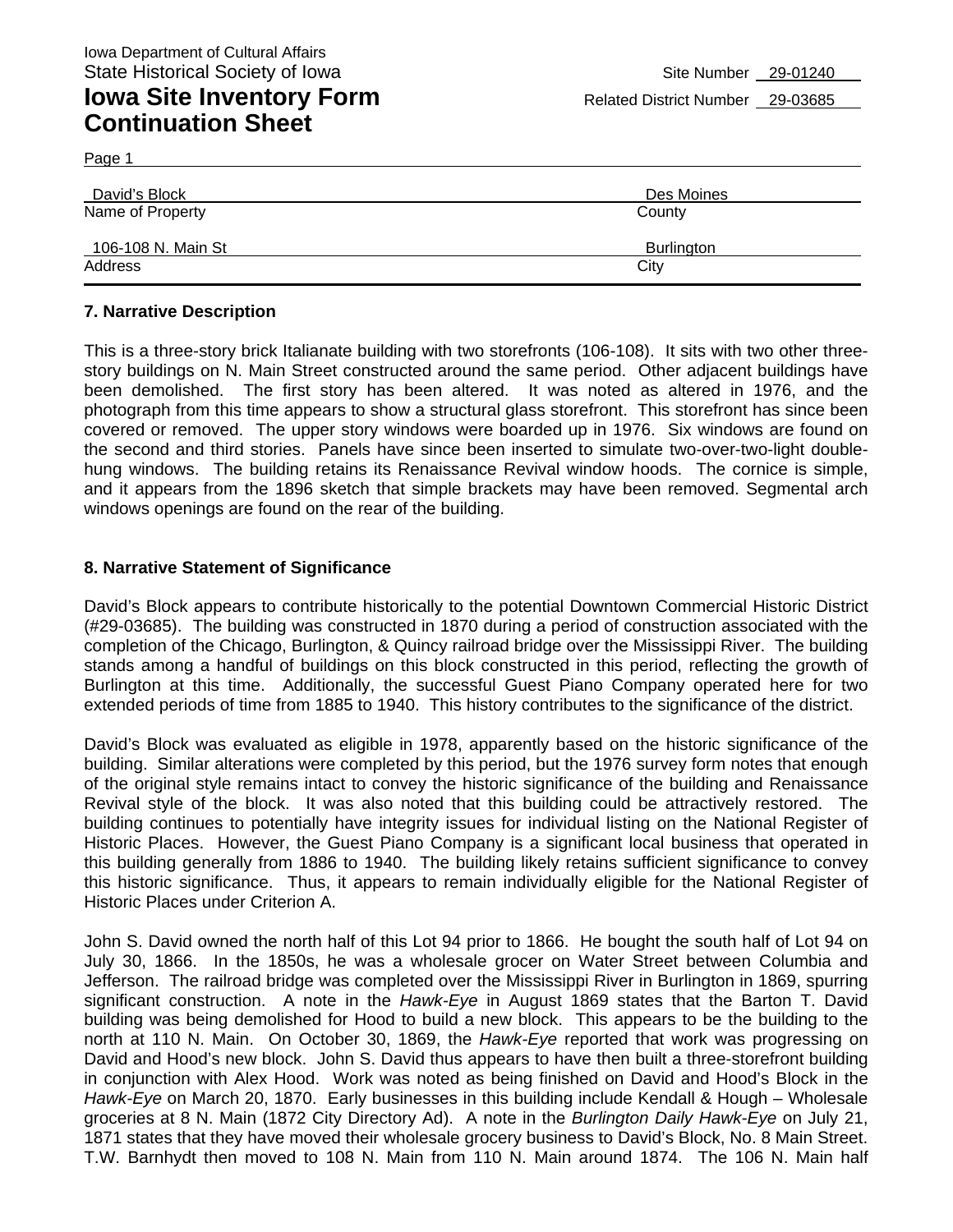Iowa Department of Cultural Affairs
State Historical Society of Iowa

Site Number 29-01240

# Iowa Site Inventory Form Continuation Sheet

Related District Number 29-03685

Page 1

| David's Block | Des Moines |
|---|---|
| Name of Property | County |
| 106-108 N. Main St | Burlington |
| Address | City |

## 7. Narrative Description

This is a three-story brick Italianate building with two storefronts (106-108). It sits with two other three-story buildings on N. Main Street constructed around the same period. Other adjacent buildings have been demolished. The first story has been altered. It was noted as altered in 1976, and the photograph from this time appears to show a structural glass storefront. This storefront has since been covered or removed. The upper story windows were boarded up in 1976. Six windows are found on the second and third stories. Panels have since been inserted to simulate two-over-two-light double-hung windows. The building retains its Renaissance Revival window hoods. The cornice is simple, and it appears from the 1896 sketch that simple brackets may have been removed. Segmental arch windows openings are found on the rear of the building.

## 8. Narrative Statement of Significance

David's Block appears to contribute historically to the potential Downtown Commercial Historic District (#29-03685). The building was constructed in 1870 during a period of construction associated with the completion of the Chicago, Burlington, & Quincy railroad bridge over the Mississippi River. The building stands among a handful of buildings on this block constructed in this period, reflecting the growth of Burlington at this time. Additionally, the successful Guest Piano Company operated here for two extended periods of time from 1885 to 1940. This history contributes to the significance of the district.

David's Block was evaluated as eligible in 1978, apparently based on the historic significance of the building. Similar alterations were completed by this period, but the 1976 survey form notes that enough of the original style remains intact to convey the historic significance of the building and Renaissance Revival style of the block. It was also noted that this building could be attractively restored. The building continues to potentially have integrity issues for individual listing on the National Register of Historic Places. However, the Guest Piano Company is a significant local business that operated in this building generally from 1886 to 1940. The building likely retains sufficient significance to convey this historic significance. Thus, it appears to remain individually eligible for the National Register of Historic Places under Criterion A.

John S. David owned the north half of this Lot 94 prior to 1866. He bought the south half of Lot 94 on July 30, 1866. In the 1850s, he was a wholesale grocer on Water Street between Columbia and Jefferson. The railroad bridge was completed over the Mississippi River in Burlington in 1869, spurring significant construction. A note in the *Hawk-Eye* in August 1869 states that the Barton T. David building was being demolished for Hood to build a new block. This appears to be the building to the north at 110 N. Main. On October 30, 1869, the *Hawk-Eye* reported that work was progressing on David and Hood's new block. John S. David thus appears to have then built a three-storefront building in conjunction with Alex Hood. Work was noted as being finished on David and Hood's Block in the *Hawk-Eye* on March 20, 1870. Early businesses in this building include Kendall & Hough – Wholesale groceries at 8 N. Main (1872 City Directory Ad). A note in the *Burlington Daily Hawk-Eye* on July 21, 1871 states that they have moved their wholesale grocery business to David's Block, No. 8 Main Street. T.W. Barnhydt then moved to 108 N. Main from 110 N. Main around 1874. The 106 N. Main half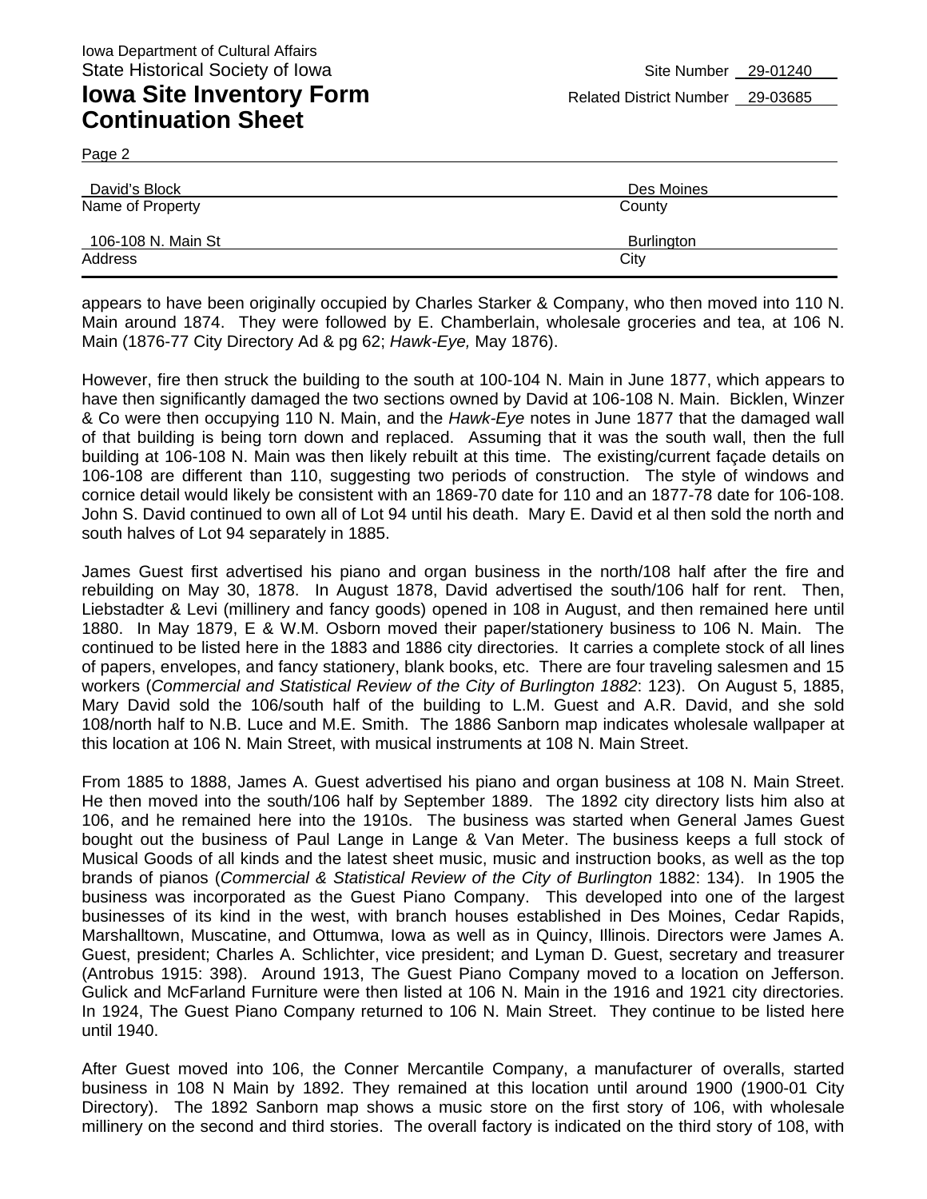Iowa Department of Cultural Affairs
State Historical Society of Iowa

Site Number 29-01240

# Iowa Site Inventory Form Continuation Sheet

Related District Number 29-03685

Page 2

| David's Block | Des Moines |
|---|---|
| Name of Property | County |
| 106-108 N. Main St | Burlington |
| Address | City |

appears to have been originally occupied by Charles Starker & Company, who then moved into 110 N. Main around 1874. They were followed by E. Chamberlain, wholesale groceries and tea, at 106 N. Main (1876-77 City Directory Ad & pg 62; *Hawk-Eye,* May 1876).

However, fire then struck the building to the south at 100-104 N. Main in June 1877, which appears to have then significantly damaged the two sections owned by David at 106-108 N. Main. Bicklen, Winzer & Co were then occupying 110 N. Main, and the *Hawk-Eye* notes in June 1877 that the damaged wall of that building is being torn down and replaced. Assuming that it was the south wall, then the full building at 106-108 N. Main was then likely rebuilt at this time. The existing/current façade details on 106-108 are different than 110, suggesting two periods of construction. The style of windows and cornice detail would likely be consistent with an 1869-70 date for 110 and an 1877-78 date for 106-108. John S. David continued to own all of Lot 94 until his death. Mary E. David et al then sold the north and south halves of Lot 94 separately in 1885.

James Guest first advertised his piano and organ business in the north/108 half after the fire and rebuilding on May 30, 1878. In August 1878, David advertised the south/106 half for rent. Then, Liebstadter & Levi (millinery and fancy goods) opened in 108 in August, and then remained here until 1880. In May 1879, E & W.M. Osborn moved their paper/stationery business to 106 N. Main. The continued to be listed here in the 1883 and 1886 city directories. It carries a complete stock of all lines of papers, envelopes, and fancy stationery, blank books, etc. There are four traveling salesmen and 15 workers (*Commercial and Statistical Review of the City of Burlington 1882*: 123). On August 5, 1885, Mary David sold the 106/south half of the building to L.M. Guest and A.R. David, and she sold 108/north half to N.B. Luce and M.E. Smith. The 1886 Sanborn map indicates wholesale wallpaper at this location at 106 N. Main Street, with musical instruments at 108 N. Main Street.

From 1885 to 1888, James A. Guest advertised his piano and organ business at 108 N. Main Street. He then moved into the south/106 half by September 1889. The 1892 city directory lists him also at 106, and he remained here into the 1910s. The business was started when General James Guest bought out the business of Paul Lange in Lange & Van Meter. The business keeps a full stock of Musical Goods of all kinds and the latest sheet music, music and instruction books, as well as the top brands of pianos (*Commercial & Statistical Review of the City of Burlington* 1882: 134). In 1905 the business was incorporated as the Guest Piano Company. This developed into one of the largest businesses of its kind in the west, with branch houses established in Des Moines, Cedar Rapids, Marshalltown, Muscatine, and Ottumwa, Iowa as well as in Quincy, Illinois. Directors were James A. Guest, president; Charles A. Schlichter, vice president; and Lyman D. Guest, secretary and treasurer (Antrobus 1915: 398). Around 1913, The Guest Piano Company moved to a location on Jefferson. Gulick and McFarland Furniture were then listed at 106 N. Main in the 1916 and 1921 city directories. In 1924, The Guest Piano Company returned to 106 N. Main Street. They continue to be listed here until 1940.

After Guest moved into 106, the Conner Mercantile Company, a manufacturer of overalls, started business in 108 N Main by 1892. They remained at this location until around 1900 (1900-01 City Directory). The 1892 Sanborn map shows a music store on the first story of 106, with wholesale millinery on the second and third stories. The overall factory is indicated on the third story of 108, with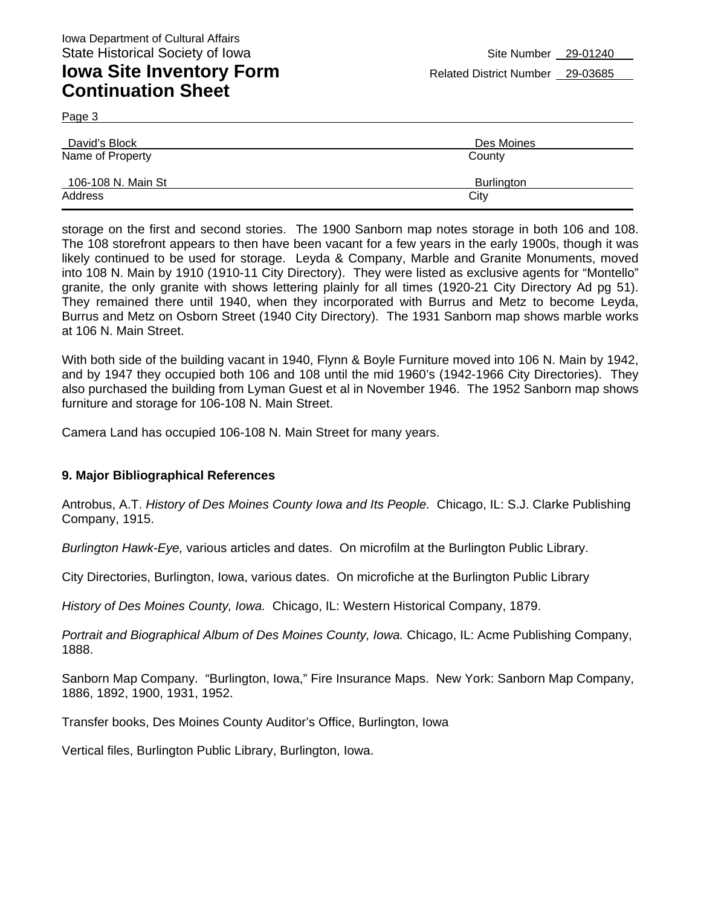storage on the first and second stories. The 1900 Sanborn map notes storage in both 106 and 108. The 108 storefront appears to then have been vacant for a few years in the early 1900s, though it was likely continued to be used for storage. Leyda & Company, Marble and Granite Monuments, moved into 108 N. Main by 1910 (1910-11 City Directory). They were listed as exclusive agents for "Montello" granite, the only granite with shows lettering plainly for all times (1920-21 City Directory Ad pg 51). They remained there until 1940, when they incorporated with Burrus and Metz to become Leyda, Burrus and Metz on Osborn Street (1940 City Directory). The 1931 Sanborn map shows marble works at 106 N. Main Street.

With both side of the building vacant in 1940, Flynn & Boyle Furniture moved into 106 N. Main by 1942, and by 1947 they occupied both 106 and 108 until the mid 1960's (1942-1966 City Directories). They also purchased the building from Lyman Guest et al in November 1946. The 1952 Sanborn map shows furniture and storage for 106-108 N. Main Street.

Camera Land has occupied 106-108 N. Main Street for many years.

### 9. Major Bibliographical References

Antrobus, A.T. *History of Des Moines County Iowa and Its People.* Chicago, IL: S.J. Clarke Publishing Company, 1915.

*Burlington Hawk-Eye,* various articles and dates. On microfilm at the Burlington Public Library.

City Directories, Burlington, Iowa, various dates. On microfiche at the Burlington Public Library

*History of Des Moines County, Iowa.* Chicago, IL: Western Historical Company, 1879.

*Portrait and Biographical Album of Des Moines County, Iowa.* Chicago, IL: Acme Publishing Company, 1888.

Sanborn Map Company. "Burlington, Iowa," Fire Insurance Maps. New York: Sanborn Map Company, 1886, 1892, 1900, 1931, 1952.

Transfer books, Des Moines County Auditor's Office, Burlington, Iowa

Vertical files, Burlington Public Library, Burlington, Iowa.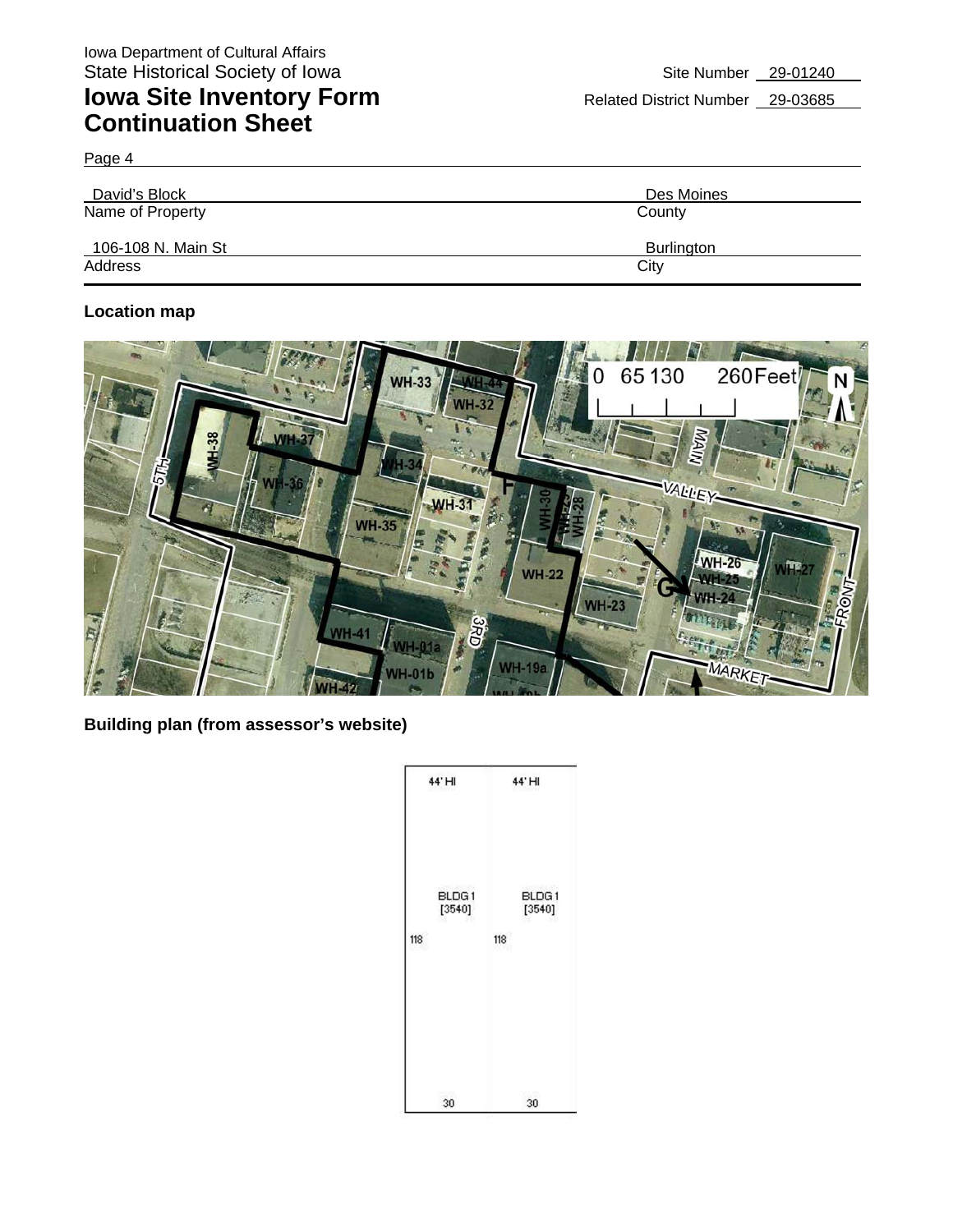Iowa Department of Cultural Affairs
State Historical Society of Iowa

# Iowa Site Inventory Form Continuation Sheet

Site Number 29-01240

Related District Number 29-03685

Page 4

| David's Block | Des Moines |
|---|---|
| Name of Property | County |
| 106-108 N. Main St | Burlington |
| Address | City |

**Location map**

**Building plan (from assessor's website)**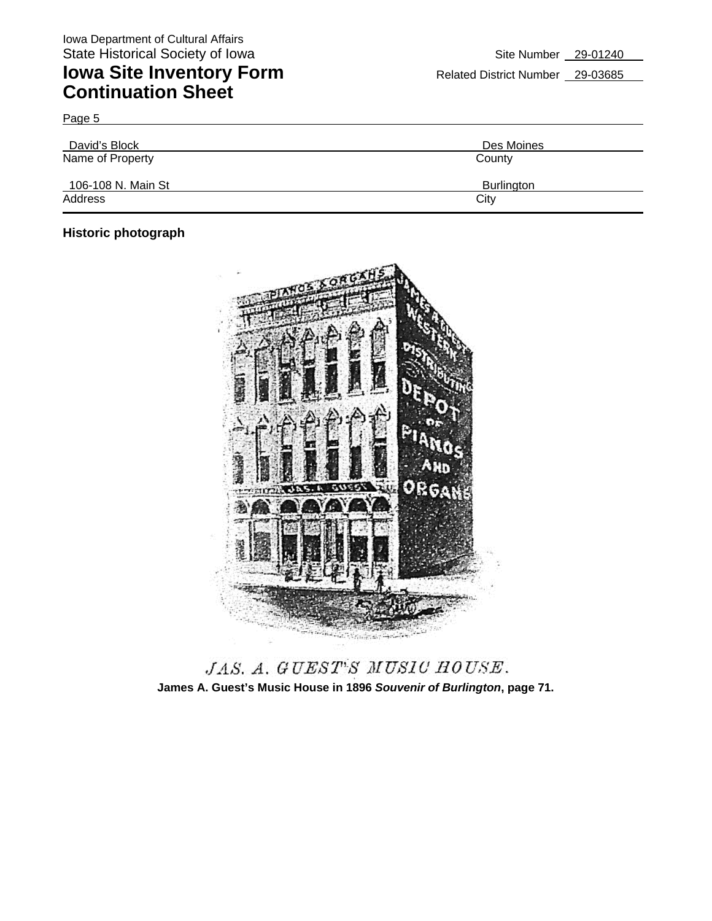Iowa Department of Cultural Affairs
State Historical Society of Iowa

# Iowa Site Inventory Form Continuation Sheet

Site Number 29-01240
Related District Number 29-03685

Page 5

| David's Block | Des Moines |
|---|---|
| Name of Property | County |
| 106-108 N. Main St | Burlington |
| Address | City |

**Historic photograph**

*JAS. A. GUEST'S MUSIC HOUSE.*

**James A. Guest's Music House in 1896 *Souvenir of Burlington*, page 71.**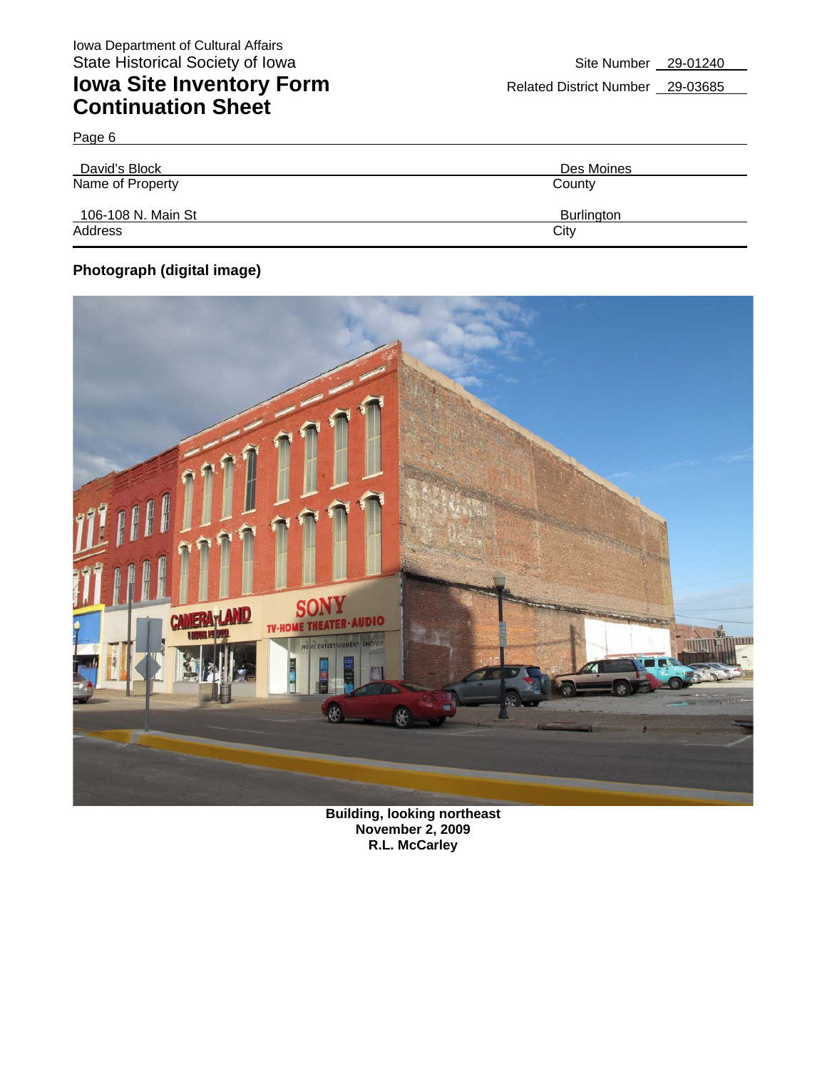Iowa Department of Cultural Affairs
State Historical Society of Iowa

# Iowa Site Inventory Form Continuation Sheet

Site Number 29-01240

Related District Number 29-03685

Page 6

| Name of Property | County |
|---|---|
| David's Block | Des Moines |

| Address | City |
|---|---|
| 106-108 N. Main St | Burlington |

**Photograph (digital image)**

**Building, looking northeast**
**November 2, 2009**
**R.L. McCarley**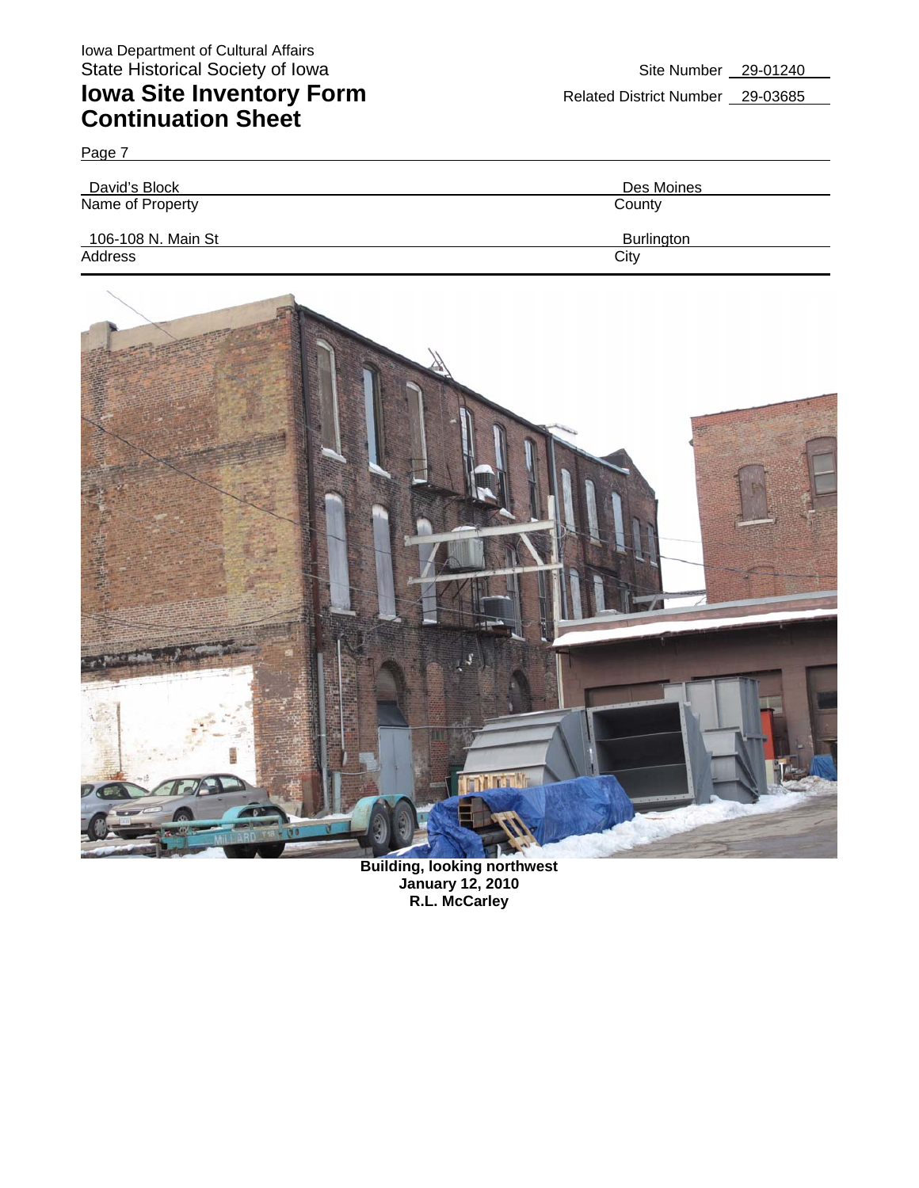Iowa Department of Cultural Affairs
State Historical Society of Iowa

# Iowa Site Inventory Form
# Continuation Sheet

Site Number 29-01240

Related District Number 29-03685

Page 7

| | |
|---|---|
| David's Block | Des Moines |
| Name of Property | County |
| 106-108 N. Main St | Burlington |
| Address | City |

**Building, looking northwest**
**January 12, 2010**
**R.L. McCarley**